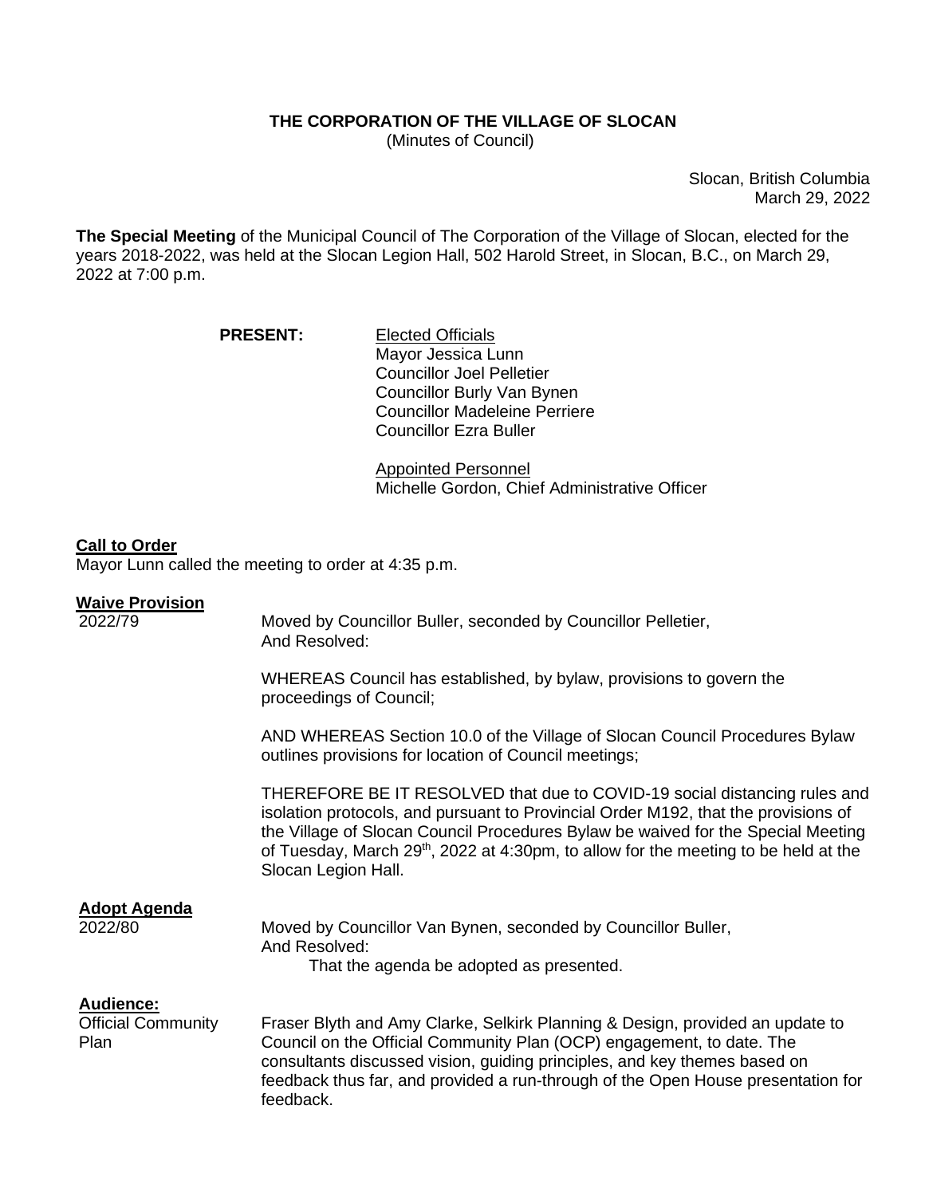**THE CORPORATION OF THE VILLAGE OF SLOCAN**
(Minutes of Council)

Slocan, British Columbia
March 29, 2022

**The Special Meeting** of the Municipal Council of The Corporation of the Village of Slocan, elected for the years 2018-2022, was held at the Slocan Legion Hall, 502 Harold Street, in Slocan, B.C., on March 29, 2022 at 7:00 p.m.

**PRESENT:**

Elected Officials
Mayor Jessica Lunn
Councillor Joel Pelletier
Councillor Burly Van Bynen
Councillor Madeleine Perriere
Councillor Ezra Buller

Appointed Personnel
Michelle Gordon, Chief Administrative Officer

**Call to Order**
Mayor Lunn called the meeting to order at 4:35 p.m.

**Waive Provision**
2022/79

Moved by Councillor Buller, seconded by Councillor Pelletier,
And Resolved:

WHEREAS Council has established, by bylaw, provisions to govern the proceedings of Council;

AND WHEREAS Section 10.0 of the Village of Slocan Council Procedures Bylaw outlines provisions for location of Council meetings;

THEREFORE BE IT RESOLVED that due to COVID-19 social distancing rules and isolation protocols, and pursuant to Provincial Order M192, that the provisions of the Village of Slocan Council Procedures Bylaw be waived for the Special Meeting of Tuesday, March 29th, 2022 at 4:30pm, to allow for the meeting to be held at the Slocan Legion Hall.

**Adopt Agenda**
2022/80

Moved by Councillor Van Bynen, seconded by Councillor Buller,
And Resolved:
That the agenda be adopted as presented.

**Audience:**
Official Community Plan

Fraser Blyth and Amy Clarke, Selkirk Planning & Design, provided an update to Council on the Official Community Plan (OCP) engagement, to date. The consultants discussed vision, guiding principles, and key themes based on feedback thus far, and provided a run-through of the Open House presentation for feedback.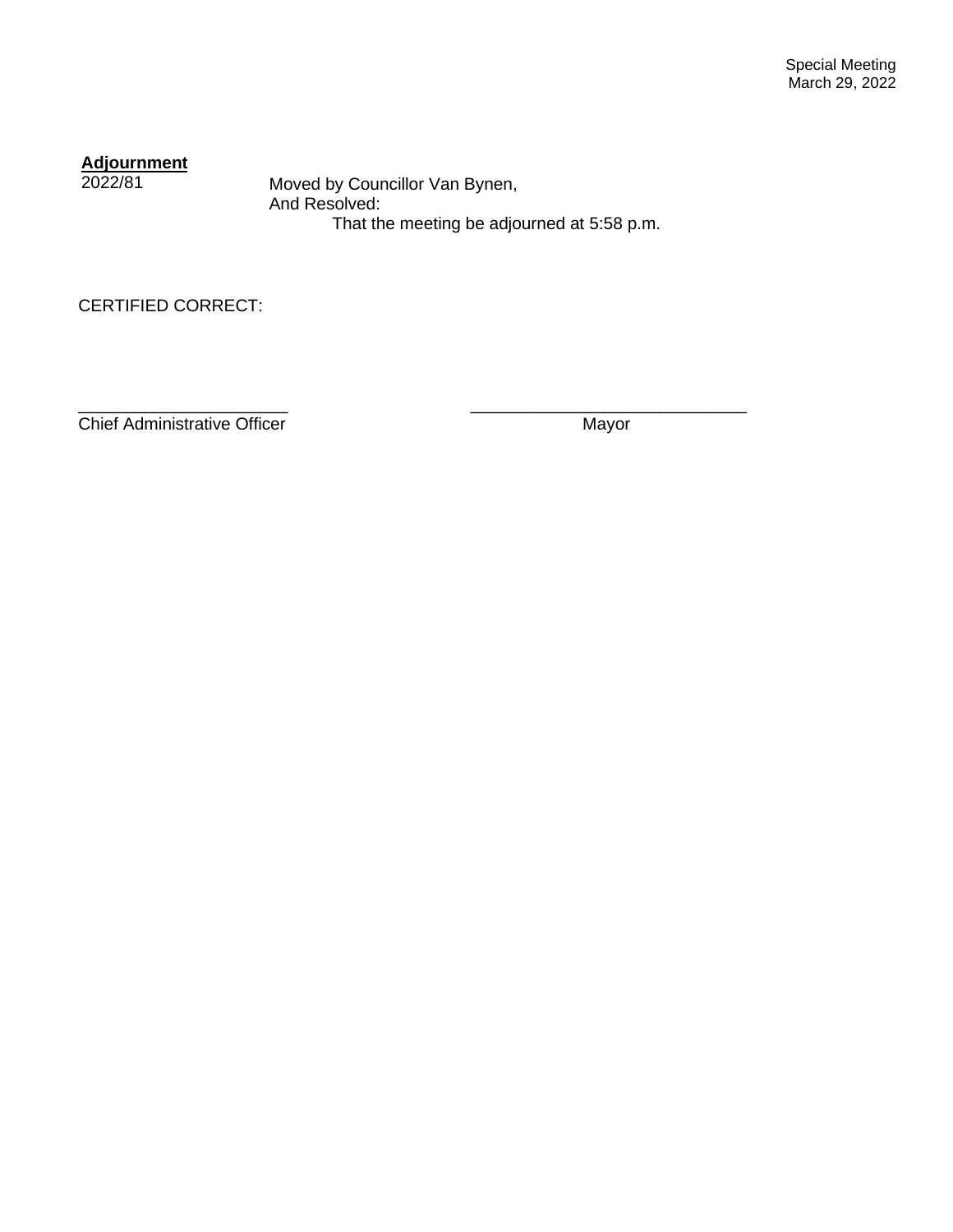**Adjournment**

2022/81

Moved by Councillor Van Bynen,
And Resolved:

That the meeting be adjourned at 5:58 p.m.

CERTIFIED CORRECT:

\_\_\_\_\_\_\_\_\_\_\_\_\_\_\_\_\_\_\_\_\_\_\_\_ \_\_\_\_\_\_\_\_\_\_\_\_\_\_\_\_\_\_\_\_\_\_\_\_\_\_\_\_\_\_

Chief Administrative Officer Mayor